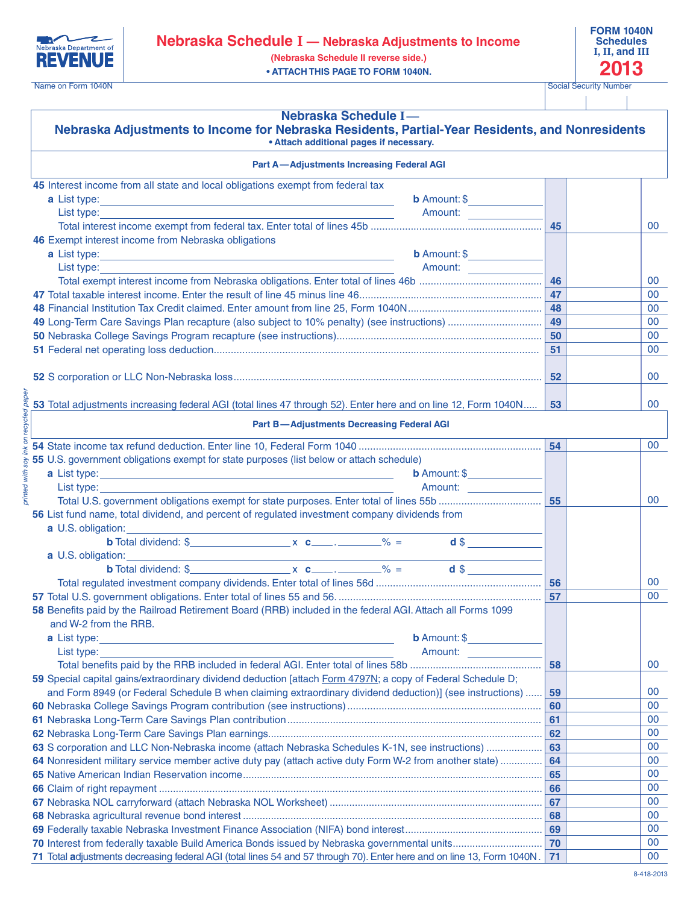Nebraska Department of REVENUE

# Nebraska Schedule I — Nebraska Adjustments to Income

**(Nebraska Schedule II reverse side.)**

**• ATTACH THIS PAGE TO FORM 1040N.**

**FORM 1040N Schedules I, II, and III 2013**

Name on Form 1040N | Social Security Number

## Nebraska Schedule I — Nebraska Adjustments to Income for Nebraska Residents, Partial-Year Residents, and Nonresidents

**• Attach additional pages if necessary.**

### Part A — Adjustments Increasing Federal AGI

**45** Interest income from all state and local obligations exempt from federal tax

**a** List type: ______ **b** Amount: $ ______

List type: ______ Amount: ______

Total interest income exempt from federal tax. Enter total of lines 45b ........ **45** ______ 00

**46** Exempt interest income from Nebraska obligations

**a** List type: ______ **b** Amount: $ ______

List type: ______ Amount: ______

Total exempt interest income from Nebraska obligations. Enter total of lines 46b ........ **46** ______ 00

| Line | Description | No. | Amount |
|---|---|---|---|
| 47 | Total taxable interest income. Enter the result of line 45 minus line 46 | 47 | 00 |
| 48 | Financial Institution Tax Credit claimed. Enter amount from line 25, Form 1040N | 48 | 00 |
| 49 | Long-Term Care Savings Plan recapture (also subject to 10% penalty) (see instructions) | 49 | 00 |
| 50 | Nebraska College Savings Program recapture (see instructions) | 50 | 00 |
| 51 | Federal net operating loss deduction | 51 | 00 |
| 52 | S corporation or LLC Non-Nebraska loss | 52 | 00 |
| 53 | Total adjustments increasing federal AGI (total lines 47 through 52). Enter here and on line 12, Form 1040N | 53 | 00 |

### Part B — Adjustments Decreasing Federal AGI

**54** State income tax refund deduction. Enter line 10, Federal Form 1040 ........ **54** ______ 00

**55** U.S. government obligations exempt for state purposes (list below or attach schedule)

**a** List type: ______ **b** Amount: $ ______

List type: ______ Amount: ______

Total U.S. government obligations exempt for state purposes. Enter total of lines 55b ........ **55** ______ 00

**56** List fund name, total dividend, and percent of regulated investment company dividends from

**a** U.S. obligation: ______

**b** Total dividend: $______ x **c** ___.______% = **d** $ ______

**a** U.S. obligation: ______

**b** Total dividend: $______ x **c** ___.______% = **d** $ ______

Total regulated investment company dividends. Enter total of lines 56d ........ **56** ______ 00

**57** Total U.S. government obligations. Enter total of lines 55 and 56. ........ **57** ______ 00

**58** Benefits paid by the Railroad Retirement Board (RRB) included in the federal AGI. Attach all Forms 1099 and W-2 from the RRB.

**a** List type: ______ **b** Amount: $ ______

List type: ______ Amount: ______

Total benefits paid by the RRB included in federal AGI. Enter total of lines 58b ........ **58** ______ 00

| Line | Description | No. | Amount |
|---|---|---|---|
| 59 | Special capital gains/extraordinary dividend deduction [attach Form 4797N; a copy of Federal Schedule D; and Form 8949 (or Federal Schedule B when claiming extraordinary dividend deduction)] (see instructions) | 59 | 00 |
| 60 | Nebraska College Savings Program contribution (see instructions) | 60 | 00 |
| 61 | Nebraska Long-Term Care Savings Plan contribution | 61 | 00 |
| 62 | Nebraska Long-Term Care Savings Plan earnings | 62 | 00 |
| 63 | S corporation and LLC Non-Nebraska income (attach Nebraska Schedules K-1N, see instructions) | 63 | 00 |
| 64 | Nonresident military service member active duty pay (attach active duty Form W-2 from another state) | 64 | 00 |
| 65 | Native American Indian Reservation income | 65 | 00 |
| 66 | Claim of right repayment | 66 | 00 |
| 67 | Nebraska NOL carryforward (attach Nebraska NOL Worksheet) | 67 | 00 |
| 68 | Nebraska agricultural revenue bond interest | 68 | 00 |
| 69 | Federally taxable Nebraska Investment Finance Association (NIFA) bond interest | 69 | 00 |
| 70 | Interest from federally taxable Build America Bonds issued by Nebraska governmental units | 70 | 00 |
| 71 | Total adjustments decreasing federal AGI (total lines 54 and 57 through 70). Enter here and on line 13, Form 1040N | 71 | 00 |

*printed with soy ink on recycled paper*

8-418-2013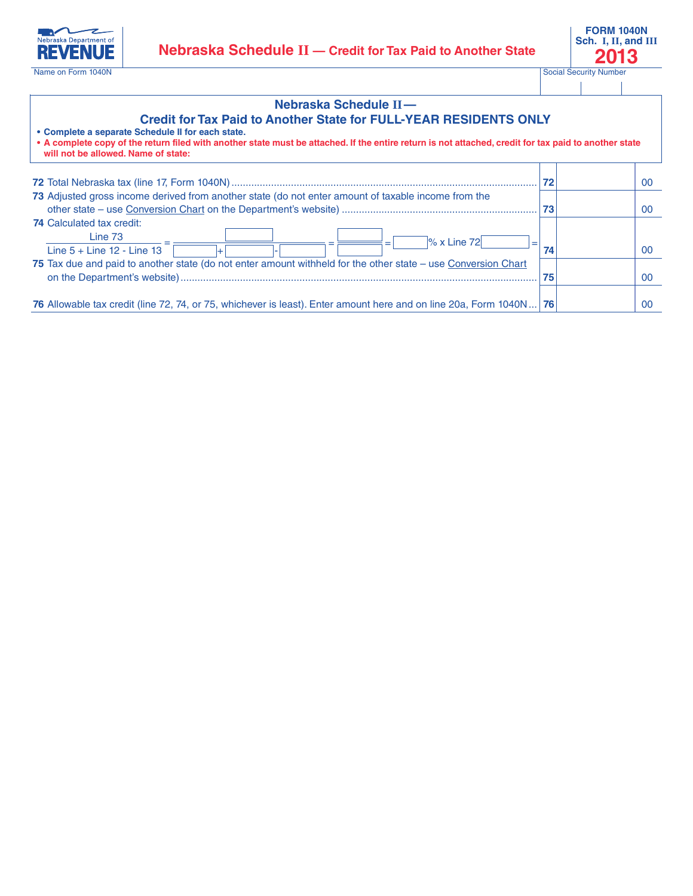Nebraska Department of REVENUE

# Nebraska Schedule II — Credit for Tax Paid to Another State

**FORM 1040N Sch. I, II, and III 2013**

Name on Form 1040N

Social Security Number

## Nebraska Schedule II — Credit for Tax Paid to Another State for FULL-YEAR RESIDENTS ONLY

- **Complete a separate Schedule II for each state.**
- **A complete copy of the return filed with another state must be attached. If the entire return is not attached, credit for tax paid to another state will not be allowed. Name of state:**

| | | | |
|---|---|---|---|
| **72** Total Nebraska tax (line 17, Form 1040N) | **72** | | 00 |
| **73** Adjusted gross income derived from another state (do not enter amount of taxable income from the other state – use Conversion Chart on the Department's website) | **73** | | 00 |
| **74** Calculated tax credit: $\frac{\text{Line 73}}{\text{Line 5 + Line 12 - Line 13}}$ = $\frac{\_\_\_\_}{\_\_\_\_ + \_\_\_\_ - \_\_\_\_}$ = $\frac{\_\_\_\_}{\_\_\_\_}$ = ____ % x Line 72 ____ = | **74** | | 00 |
| **75** Tax due and paid to another state (do not enter amount withheld for the other state – use Conversion Chart on the Department's website) | **75** | | 00 |
| **76** Allowable tax credit (line 72, 74, or 75, whichever is least). Enter amount here and on line 20a, Form 1040N | **76** | | 00 |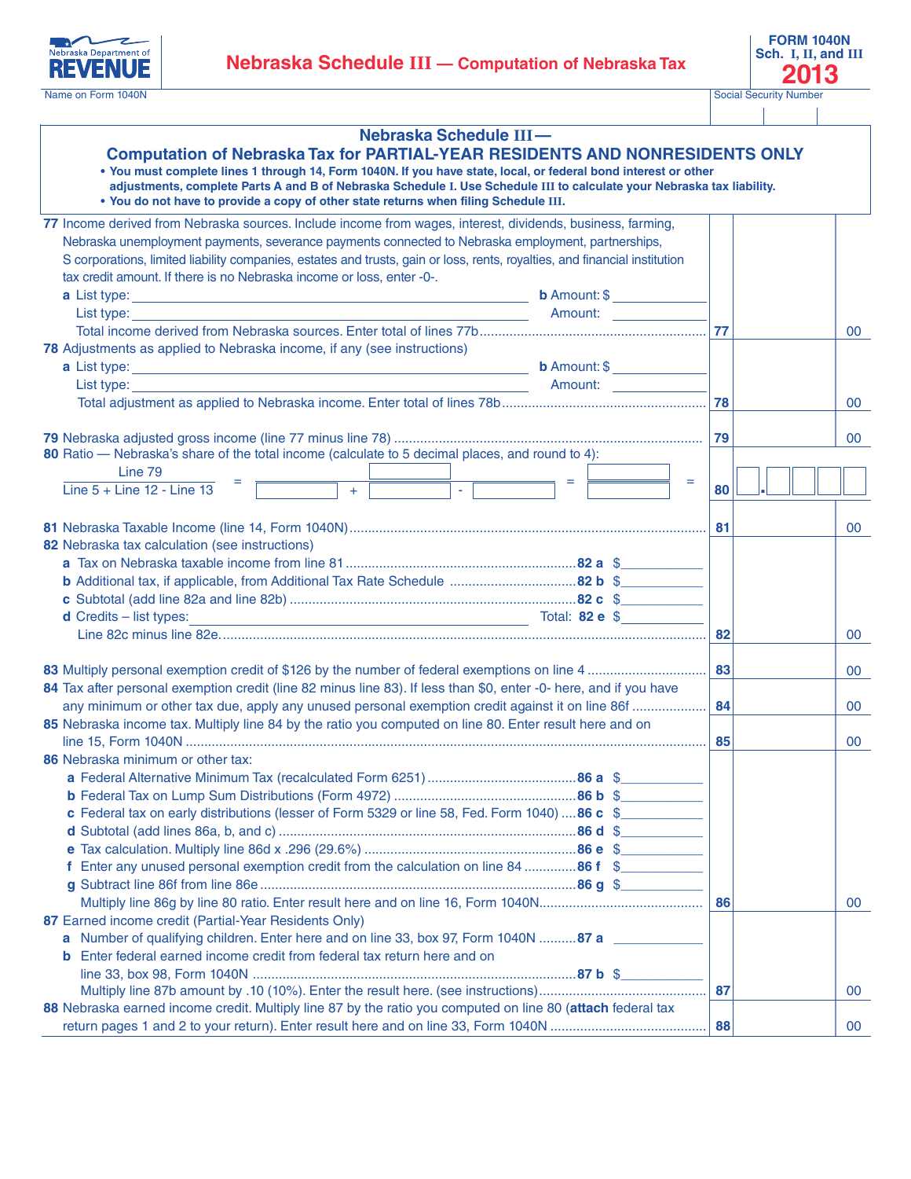Nebraska Department of **REVENUE**

# Nebraska Schedule III — Computation of Nebraska Tax

**FORM 1040N**
**Sch. I, II, and III**
**2013**

Name on Form 1040N

Social Security Number

## Nebraska Schedule III —
## Computation of Nebraska Tax for PARTIAL-YEAR RESIDENTS AND NONRESIDENTS ONLY

- **You must complete lines 1 through 14, Form 1040N. If you have state, local, or federal bond interest or other adjustments, complete Parts A and B of Nebraska Schedule I. Use Schedule III to calculate your Nebraska tax liability.**
- **You do not have to provide a copy of other state returns when filing Schedule III.**

**77** Income derived from Nebraska sources. Include income from wages, interest, dividends, business, farming, Nebraska unemployment payments, severance payments connected to Nebraska employment, partnerships, S corporations, limited liability companies, estates and trusts, gain or loss, rents, royalties, and financial institution tax credit amount. If there is no Nebraska income or loss, enter -0-.

**a** List type: ______________________ **b** Amount: $ __________

List type: ______________________ Amount: __________

Total income derived from Nebraska sources. Enter total of lines 77b .......... **77** ______ 00

**78** Adjustments as applied to Nebraska income, if any (see instructions)

**a** List type: ______________________ **b** Amount: $ __________

List type: ______________________ Amount: __________

Total adjustment as applied to Nebraska income. Enter total of lines 78b .......... **78** ______ 00

**79** Nebraska adjusted gross income (line 77 minus line 78) .......... **79** ______ 00

**80** Ratio — Nebraska's share of the total income (calculate to 5 decimal places, and round to 4):

$$\frac{\text{Line 79}}{\text{Line 5 + Line 12 - Line 13}} = \frac{\_\_\_\_\_\_}{\_\_\_\_\_\_ + \_\_\_\_\_\_ - \_\_\_\_\_\_} = \frac{\_\_\_\_\_\_}{\_\_\_\_\_\_} =$$

**80** ___ . ___ ___ ___ ___

**81** Nebraska Taxable Income (line 14, Form 1040N) .......... **81** ______ 00

**82** Nebraska tax calculation (see instructions)

**a** Tax on Nebraska taxable income from line 81 .......... **82 a** $__________

**b** Additional tax, if applicable, from Additional Tax Rate Schedule .......... **82 b** $__________

**c** Subtotal (add line 82a and line 82b) .......... **82 c** $__________

**d** Credits – list types: ______________________ Total: **82 e** $__________

Line 82c minus line 82e. .......... **82** ______ 00

**83** Multiply personal exemption credit of $126 by the number of federal exemptions on line 4 .......... **83** ______ 00

**84** Tax after personal exemption credit (line 82 minus line 83). If less than $0, enter -0- here, and if you have any minimum or other tax due, apply any unused personal exemption credit against it on line 86f .......... **84** ______ 00

**85** Nebraska income tax. Multiply line 84 by the ratio you computed on line 80. Enter result here and on line 15, Form 1040N .......... **85** ______ 00

**86** Nebraska minimum or other tax:

**a** Federal Alternative Minimum Tax (recalculated Form 6251) .......... **86 a** $__________

**b** Federal Tax on Lump Sum Distributions (Form 4972) .......... **86 b** $__________

**c** Federal tax on early distributions (lesser of Form 5329 or line 58, Fed. Form 1040) .... **86 c** $__________

**d** Subtotal (add lines 86a, b, and c) .......... **86 d** $__________

**e** Tax calculation. Multiply line 86d x .296 (29.6%) .......... **86 e** $__________

**f** Enter any unused personal exemption credit from the calculation on line 84 .......... **86 f** $__________

**g** Subtract line 86f from line 86e .......... **86 g** $__________

Multiply line 86g by line 80 ratio. Enter result here and on line 16, Form 1040N.......... **86** ______ 00

**87** Earned income credit (Partial-Year Residents Only)

**a** Number of qualifying children. Enter here and on line 33, box 97, Form 1040N .......... **87 a** __________

**b** Enter federal earned income credit from federal tax return here and on line 33, box 98, Form 1040N .......... **87 b** $__________

Multiply line 87b amount by .10 (10%). Enter the result here. (see instructions).......... **87** ______ 00

**88** Nebraska earned income credit. Multiply line 87 by the ratio you computed on line 80 (**attach** federal tax return pages 1 and 2 to your return). Enter result here and on line 33, Form 1040N .......... **88** ______ 00